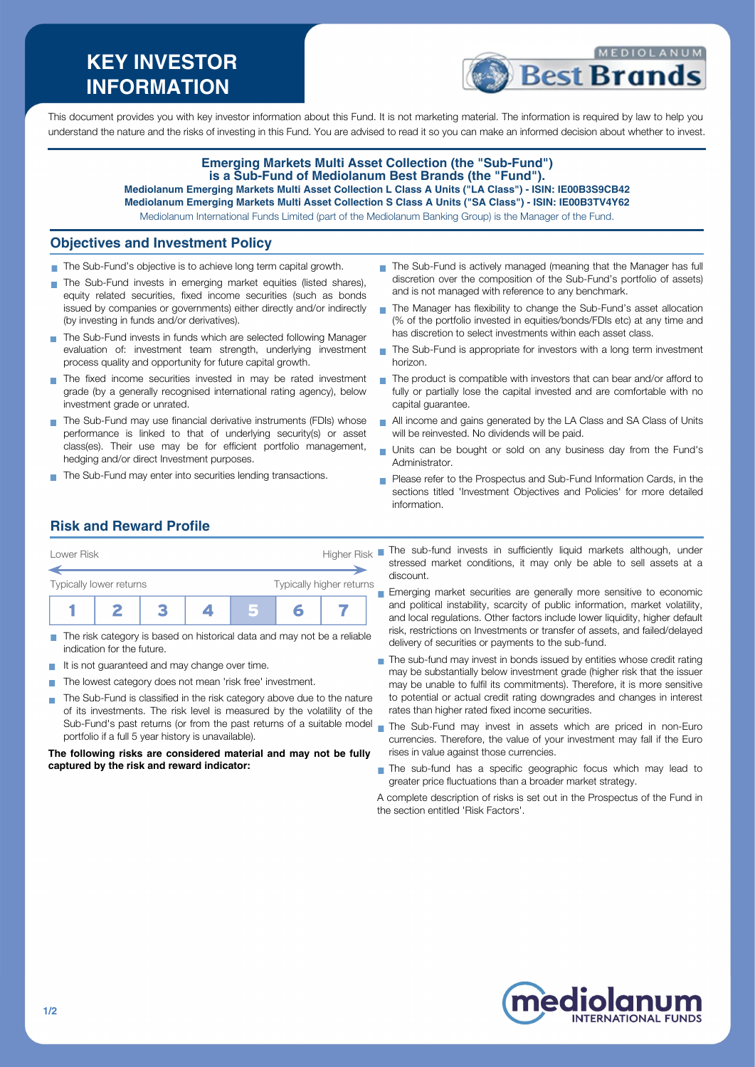# KEY INVESTOR INFORMATION

This document provides you with key investor information about this Fund. It is not marketing material. The information is required by law to help you understand the nature and the risks of investing in this Fund. You are advised to read it so you can make an informed decision about whether to invest.

**Emerging Markets Multi Asset Collection (the "Sub-Fund") is a Sub-Fund of Mediolanum Best Brands (the "Fund").**
**Mediolanum Emerging Markets Multi Asset Collection L Class A Units ("LA Class") - ISIN: IE00B3S9CB42**
**Mediolanum Emerging Markets Multi Asset Collection S Class A Units ("SA Class") - ISIN: IE00B3TV4Y62**
Mediolanum International Funds Limited (part of the Mediolanum Banking Group) is the Manager of the Fund.

## Objectives and Investment Policy

- The Sub-Fund's objective is to achieve long term capital growth.
- The Sub-Fund invests in emerging market equities (listed shares), equity related securities, fixed income securities (such as bonds issued by companies or governments) either directly and/or indirectly (by investing in funds and/or derivatives).
- The Sub-Fund invests in funds which are selected following Manager evaluation of: investment team strength, underlying investment process quality and opportunity for future capital growth.
- The fixed income securities invested in may be rated investment grade (by a generally recognised international rating agency), below investment grade or unrated.
- The Sub-Fund may use financial derivative instruments (FDIs) whose performance is linked to that of underlying security(s) or asset class(es). Their use may be for efficient portfolio management, hedging and/or direct Investment purposes.
- The Sub-Fund may enter into securities lending transactions.
- The Sub-Fund is actively managed (meaning that the Manager has full discretion over the composition of the Sub-Fund's portfolio of assets) and is not managed with reference to any benchmark.
- The Manager has flexibility to change the Sub-Fund's asset allocation (% of the portfolio invested in equities/bonds/FDIs etc) at any time and has discretion to select investments within each asset class.
- The Sub-Fund is appropriate for investors with a long term investment horizon.
- The product is compatible with investors that can bear and/or afford to fully or partially lose the capital invested and are comfortable with no capital guarantee.
- All income and gains generated by the LA Class and SA Class of Units will be reinvested. No dividends will be paid.
- Units can be bought or sold on any business day from the Fund's Administrator.
- Please refer to the Prospectus and Sub-Fund Information Cards, in the sections titled 'Investment Objectives and Policies' for more detailed information.

## Risk and Reward Profile

Lower Risk — Higher Risk

Typically lower returns — Typically higher returns

| 1 | 2 | 3 | 4 | **5** | 6 | 7 |
|---|---|---|---|---|---|---|

- The risk category is based on historical data and may not be a reliable indication for the future.
- It is not guaranteed and may change over time.
- The lowest category does not mean 'risk free' investment.
- The Sub-Fund is classified in the risk category above due to the nature of its investments. The risk level is measured by the volatility of the Sub-Fund's past returns (or from the past returns of a suitable model portfolio if a full 5 year history is unavailable).

**The following risks are considered material and may not be fully captured by the risk and reward indicator:**

- The sub-fund invests in sufficiently liquid markets although, under stressed market conditions, it may only be able to sell assets at a discount.
- Emerging market securities are generally more sensitive to economic and political instability, scarcity of public information, market volatility, and local regulations. Other factors include lower liquidity, higher default risk, restrictions on Investments or transfer of assets, and failed/delayed delivery of securities or payments to the sub-fund.
- The sub-fund may invest in bonds issued by entities whose credit rating may be substantially below investment grade (higher risk that the issuer may be unable to fulfil its commitments). Therefore, it is more sensitive to potential or actual credit rating downgrades and changes in interest rates than higher rated fixed income securities.
- The Sub-Fund may invest in assets which are priced in non-Euro currencies. Therefore, the value of your investment may fall if the Euro rises in value against those currencies.
- The sub-fund has a specific geographic focus which may lead to greater price fluctuations than a broader market strategy.

A complete description of risks is set out in the Prospectus of the Fund in the section entitled 'Risk Factors'.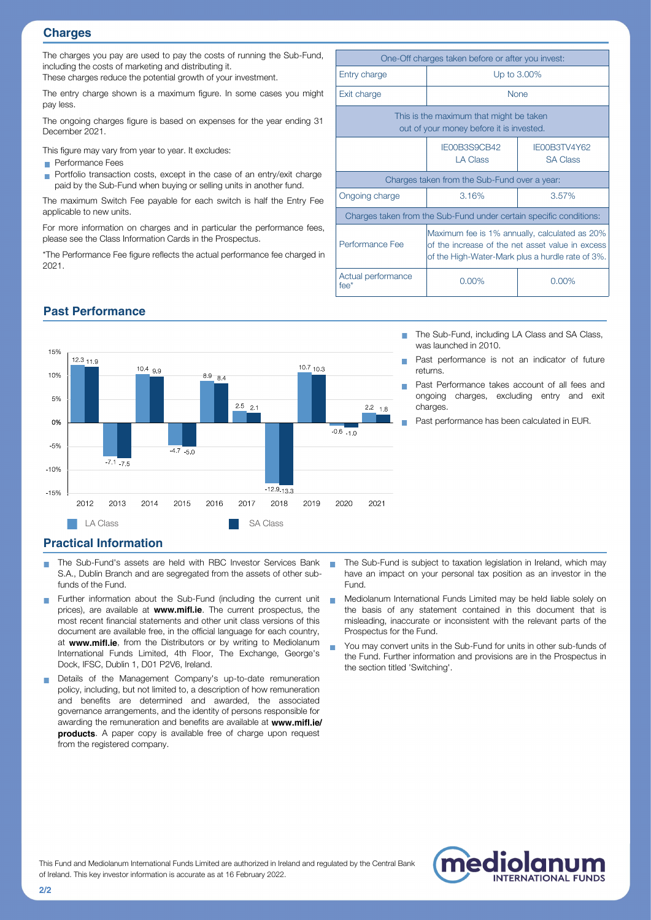## Charges

The charges you pay are used to pay the costs of running the Sub-Fund, including the costs of marketing and distributing it.
These charges reduce the potential growth of your investment.

The entry charge shown is a maximum figure. In some cases you might pay less.

The ongoing charges figure is based on expenses for the year ending 31 December 2021.

This figure may vary from year to year. It excludes:

- Performance Fees
- Portfolio transaction costs, except in the case of an entry/exit charge paid by the Sub-Fund when buying or selling units in another fund.

The maximum Switch Fee payable for each switch is half the Entry Fee applicable to new units.

For more information on charges and in particular the performance fees, please see the Class Information Cards in the Prospectus.

*The Performance Fee figure reflects the actual performance fee charged in 2021.

| One-Off charges taken before or after you invest: | | |
|---|---|---|
| Entry charge | Up to 3.00% | |
| Exit charge | None | |
| This is the maximum that might be taken out of your money before it is invested. | | |
| | IE00B3S9CB42 LA Class | IE00B3TV4Y62 SA Class |
| Charges taken from the Sub-Fund over a year: | | |
| Ongoing charge | 3.16% | 3.57% |
| Charges taken from the Sub-Fund under certain specific conditions: | | |
| Performance Fee | Maximum fee is 1% annually, calculated as 20% of the increase of the net asset value in excess of the High-Water-Mark plus a hurdle rate of 3%. | |
| Actual performance fee* | 0.00% | 0.00% |

## Past Performance

15%
10%
5%
0%
-5%
-10%
-15%

12.3 11.9
-7.1 -7.5
10.4 9.9
-4.7 -5.0
8.9 8.4
2.5 2.1
-12.9 -13.3
10.7 10.3
-0.6 -1.0
2.2 1.8

2012 2013 2014 2015 2016 2017 2018 2019 2020 2021

LA Class SA Class

- The Sub-Fund, including LA Class and SA Class, was launched in 2010.
- Past performance is not an indicator of future returns.
- Past Performance takes account of all fees and ongoing charges, excluding entry and exit charges.
- Past performance has been calculated in EUR.

## Practical Information

- The Sub-Fund's assets are held with RBC Investor Services Bank S.A., Dublin Branch and are segregated from the assets of other sub-funds of the Fund.
- Further information about the Sub-Fund (including the current unit prices), are available at **www.mifl.ie**. The current prospectus, the most recent financial statements and other unit class versions of this document are available free, in the official language for each country, at **www.mifl.ie**, from the Distributors or by writing to Mediolanum International Funds Limited, 4th Floor, The Exchange, George's Dock, IFSC, Dublin 1, D01 P2V6, Ireland.
- Details of the Management Company's up-to-date remuneration policy, including, but not limited to, a description of how remuneration and benefits are determined and awarded, the associated governance arrangements, and the identity of persons responsible for awarding the remuneration and benefits are available at **www.mifl.ie/products**. A paper copy is available free of charge upon request from the registered company.
- The Sub-Fund is subject to taxation legislation in Ireland, which may have an impact on your personal tax position as an investor in the Fund.
- Mediolanum International Funds Limited may be held liable solely on the basis of any statement contained in this document that is misleading, inaccurate or inconsistent with the relevant parts of the Prospectus for the Fund.
- You may convert units in the Sub-Fund for units in other sub-funds of the Fund. Further information and provisions are in the Prospectus in the section titled 'Switching'.

This Fund and Mediolanum International Funds Limited are authorized in Ireland and regulated by the Central Bank of Ireland. This key investor information is accurate as at 16 February 2022.